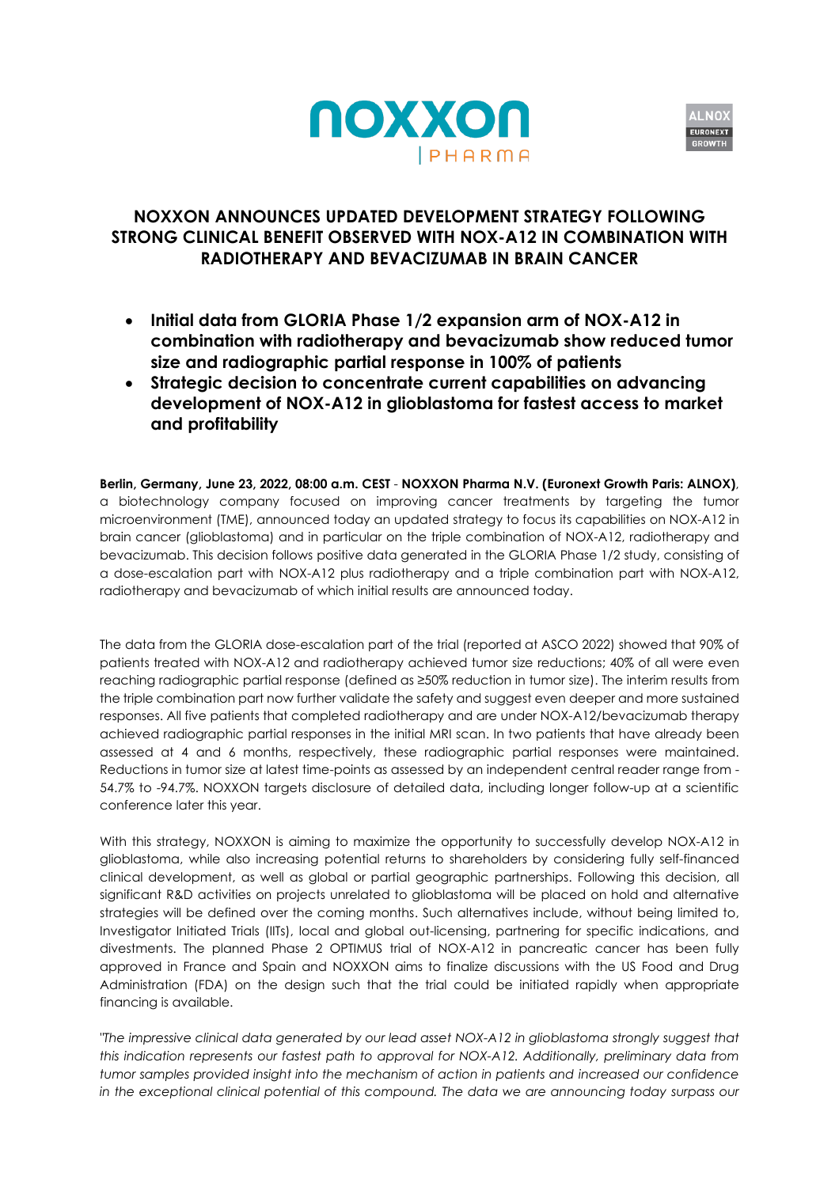# NOXXON ANNOUNCES UPDATED DEVELOPMENT STRATEGY FOLLOWING STRONG CLINICAL BENEFIT OBSERVED WITH NOX-A12 IN COMBINATION WITH RADIOTHERAPY AND BEVACIZUMAB IN BRAIN CANCER

- **Initial data from GLORIA Phase 1/2 expansion arm of NOX-A12 in combination with radiotherapy and bevacizumab show reduced tumor size and radiographic partial response in 100% of patients**
- **Strategic decision to concentrate current capabilities on advancing development of NOX-A12 in glioblastoma for fastest access to market and profitability**

**Berlin, Germany, June 23, 2022, 08:00 a.m. CEST** - **NOXXON Pharma N.V. (Euronext Growth Paris: ALNOX)**, a biotechnology company focused on improving cancer treatments by targeting the tumor microenvironment (TME), announced today an updated strategy to focus its capabilities on NOX-A12 in brain cancer (glioblastoma) and in particular on the triple combination of NOX-A12, radiotherapy and bevacizumab. This decision follows positive data generated in the GLORIA Phase 1/2 study, consisting of a dose-escalation part with NOX-A12 plus radiotherapy and a triple combination part with NOX-A12, radiotherapy and bevacizumab of which initial results are announced today.

The data from the GLORIA dose-escalation part of the trial (reported at ASCO 2022) showed that 90% of patients treated with NOX-A12 and radiotherapy achieved tumor size reductions; 40% of all were even reaching radiographic partial response (defined as ≥50% reduction in tumor size). The interim results from the triple combination part now further validate the safety and suggest even deeper and more sustained responses. All five patients that completed radiotherapy and are under NOX-A12/bevacizumab therapy achieved radiographic partial responses in the initial MRI scan. In two patients that have already been assessed at 4 and 6 months, respectively, these radiographic partial responses were maintained. Reductions in tumor size at latest time-points as assessed by an independent central reader range from -54.7% to -94.7%. NOXXON targets disclosure of detailed data, including longer follow-up at a scientific conference later this year.

With this strategy, NOXXON is aiming to maximize the opportunity to successfully develop NOX-A12 in glioblastoma, while also increasing potential returns to shareholders by considering fully self-financed clinical development, as well as global or partial geographic partnerships. Following this decision, all significant R&D activities on projects unrelated to glioblastoma will be placed on hold and alternative strategies will be defined over the coming months. Such alternatives include, without being limited to, Investigator Initiated Trials (IITs), local and global out-licensing, partnering for specific indications, and divestments. The planned Phase 2 OPTIMUS trial of NOX-A12 in pancreatic cancer has been fully approved in France and Spain and NOXXON aims to finalize discussions with the US Food and Drug Administration (FDA) on the design such that the trial could be initiated rapidly when appropriate financing is available.

*"The impressive clinical data generated by our lead asset NOX-A12 in glioblastoma strongly suggest that this indication represents our fastest path to approval for NOX-A12. Additionally, preliminary data from tumor samples provided insight into the mechanism of action in patients and increased our confidence in the exceptional clinical potential of this compound. The data we are announcing today surpass our*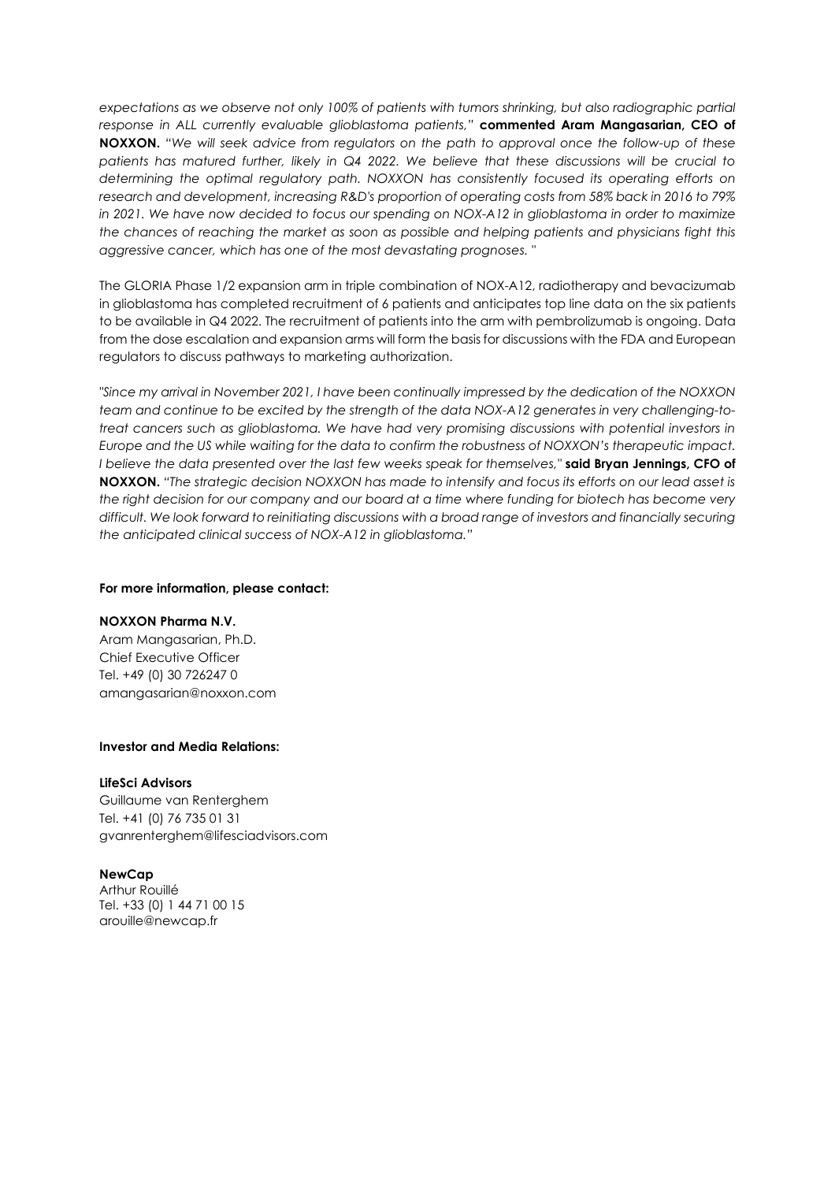*expectations as we observe not only 100% of patients with tumors shrinking, but also radiographic partial response in ALL currently evaluable glioblastoma patients,"* **commented Aram Mangasarian, CEO of NOXXON.** *"We will seek advice from regulators on the path to approval once the follow-up of these patients has matured further, likely in Q4 2022. We believe that these discussions will be crucial to determining the optimal regulatory path. NOXXON has consistently focused its operating efforts on research and development, increasing R&D's proportion of operating costs from 58% back in 2016 to 79% in 2021. We have now decided to focus our spending on NOX-A12 in glioblastoma in order to maximize the chances of reaching the market as soon as possible and helping patients and physicians fight this aggressive cancer, which has one of the most devastating prognoses."*

The GLORIA Phase 1/2 expansion arm in triple combination of NOX-A12, radiotherapy and bevacizumab in glioblastoma has completed recruitment of 6 patients and anticipates top line data on the six patients to be available in Q4 2022. The recruitment of patients into the arm with pembrolizumab is ongoing. Data from the dose escalation and expansion arms will form the basis for discussions with the FDA and European regulators to discuss pathways to marketing authorization.

*"Since my arrival in November 2021, I have been continually impressed by the dedication of the NOXXON team and continue to be excited by the strength of the data NOX-A12 generates in very challenging-to-treat cancers such as glioblastoma. We have had very promising discussions with potential investors in Europe and the US while waiting for the data to confirm the robustness of NOXXON's therapeutic impact. I believe the data presented over the last few weeks speak for themselves,"* **said Bryan Jennings, CFO of NOXXON.** *"The strategic decision NOXXON has made to intensify and focus its efforts on our lead asset is the right decision for our company and our board at a time where funding for biotech has become very difficult. We look forward to reinitiating discussions with a broad range of investors and financially securing the anticipated clinical success of NOX-A12 in glioblastoma."*

**For more information, please contact:**

**NOXXON Pharma N.V.**
Aram Mangasarian, Ph.D.
Chief Executive Officer
Tel. +49 (0) 30 726247 0
amangasarian@noxxon.com

**Investor and Media Relations:**

**LifeSci Advisors**
Guillaume van Renterghem
Tel. +41 (0) 76 735 01 31
gvanrenterghem@lifesciadvisors.com

**NewCap**
Arthur Rouillé
Tel. +33 (0) 1 44 71 00 15
arouille@newcap.fr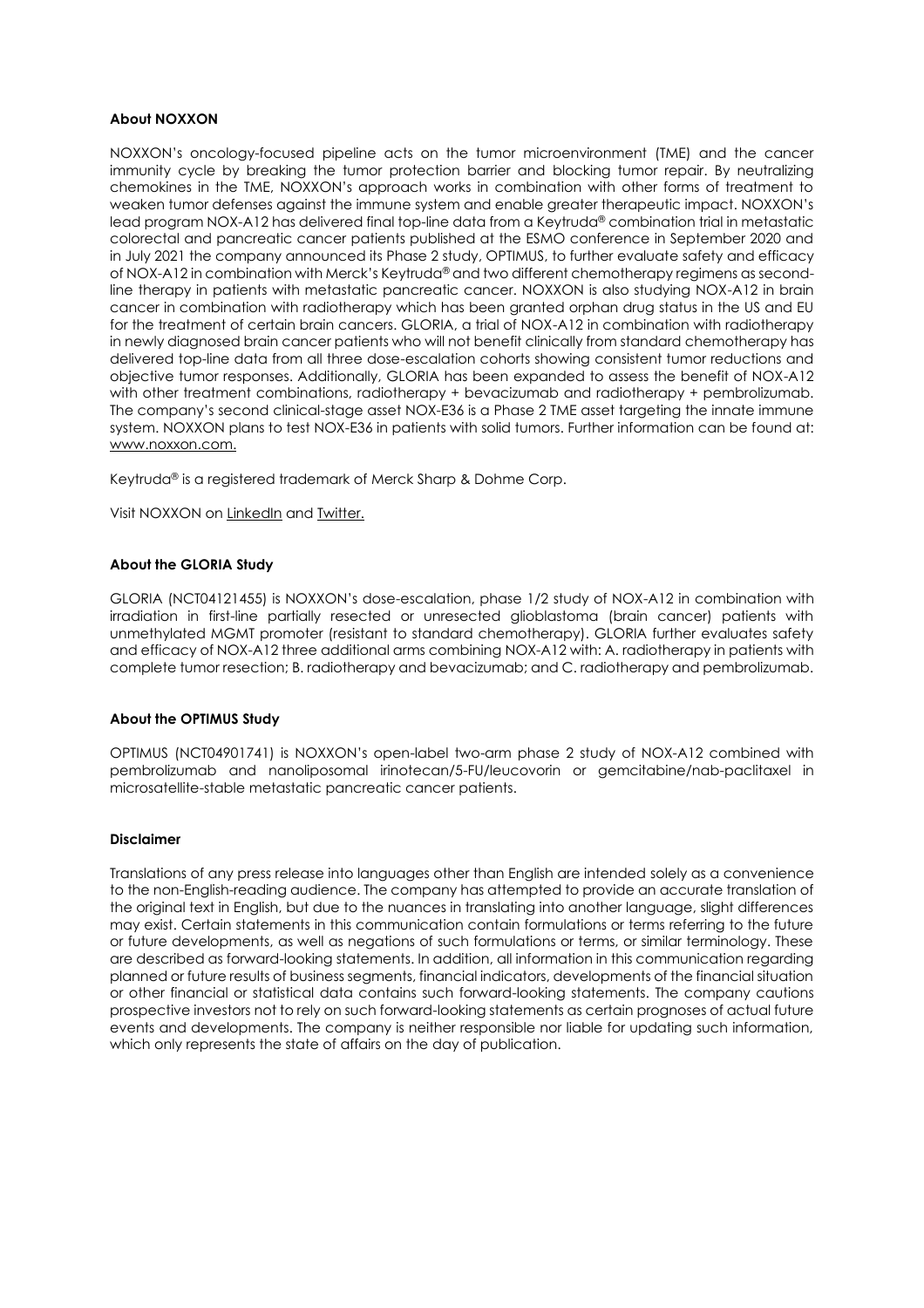**About NOXXON**

NOXXON's oncology-focused pipeline acts on the tumor microenvironment (TME) and the cancer immunity cycle by breaking the tumor protection barrier and blocking tumor repair. By neutralizing chemokines in the TME, NOXXON's approach works in combination with other forms of treatment to weaken tumor defenses against the immune system and enable greater therapeutic impact. NOXXON's lead program NOX-A12 has delivered final top-line data from a Keytruda® combination trial in metastatic colorectal and pancreatic cancer patients published at the ESMO conference in September 2020 and in July 2021 the company announced its Phase 2 study, OPTIMUS, to further evaluate safety and efficacy of NOX-A12 in combination with Merck's Keytruda® and two different chemotherapy regimens as second-line therapy in patients with metastatic pancreatic cancer. NOXXON is also studying NOX-A12 in brain cancer in combination with radiotherapy which has been granted orphan drug status in the US and EU for the treatment of certain brain cancers. GLORIA, a trial of NOX-A12 in combination with radiotherapy in newly diagnosed brain cancer patients who will not benefit clinically from standard chemotherapy has delivered top-line data from all three dose-escalation cohorts showing consistent tumor reductions and objective tumor responses. Additionally, GLORIA has been expanded to assess the benefit of NOX-A12 with other treatment combinations, radiotherapy + bevacizumab and radiotherapy + pembrolizumab. The company's second clinical-stage asset NOX-E36 is a Phase 2 TME asset targeting the innate immune system. NOXXON plans to test NOX-E36 in patients with solid tumors. Further information can be found at: www.noxxon.com.

Keytruda® is a registered trademark of Merck Sharp & Dohme Corp.

Visit NOXXON on LinkedIn and Twitter.

**About the GLORIA Study**

GLORIA (NCT04121455) is NOXXON's dose-escalation, phase 1/2 study of NOX-A12 in combination with irradiation in first-line partially resected or unresected glioblastoma (brain cancer) patients with unmethylated MGMT promoter (resistant to standard chemotherapy). GLORIA further evaluates safety and efficacy of NOX-A12 three additional arms combining NOX-A12 with: A. radiotherapy in patients with complete tumor resection; B. radiotherapy and bevacizumab; and C. radiotherapy and pembrolizumab.

**About the OPTIMUS Study**

OPTIMUS (NCT04901741) is NOXXON's open-label two-arm phase 2 study of NOX-A12 combined with pembrolizumab and nanoliposomal irinotecan/5-FU/leucovorin or gemcitabine/nab-paclitaxel in microsatellite-stable metastatic pancreatic cancer patients.

**Disclaimer**

Translations of any press release into languages other than English are intended solely as a convenience to the non-English-reading audience. The company has attempted to provide an accurate translation of the original text in English, but due to the nuances in translating into another language, slight differences may exist. Certain statements in this communication contain formulations or terms referring to the future or future developments, as well as negations of such formulations or terms, or similar terminology. These are described as forward-looking statements. In addition, all information in this communication regarding planned or future results of business segments, financial indicators, developments of the financial situation or other financial or statistical data contains such forward-looking statements. The company cautions prospective investors not to rely on such forward-looking statements as certain prognoses of actual future events and developments. The company is neither responsible nor liable for updating such information, which only represents the state of affairs on the day of publication.